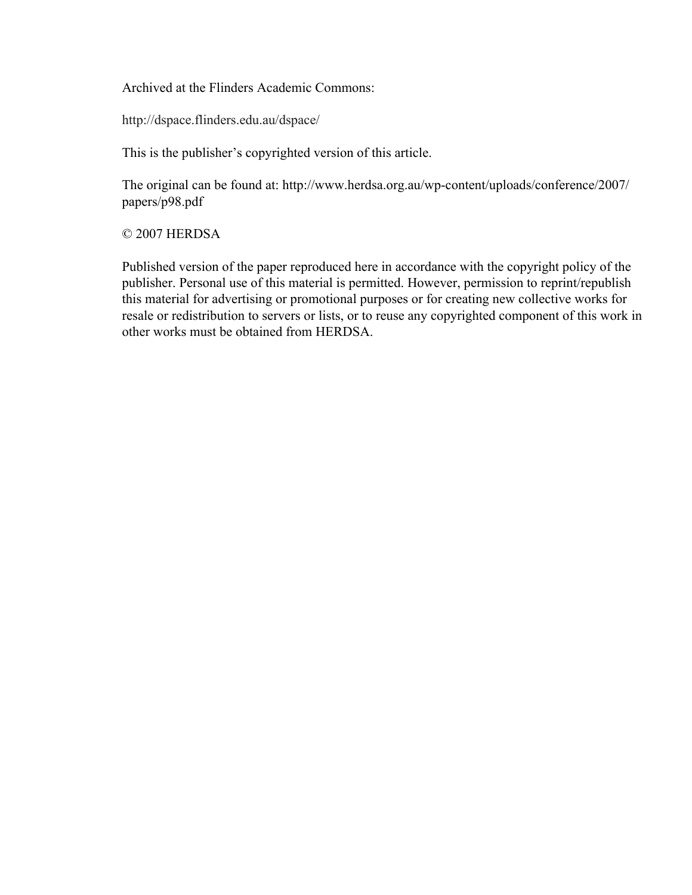Archived at the Flinders Academic Commons:

http://dspace.flinders.edu.au/dspace/

This is the publisher's copyrighted version of this article.

The original can be found at: http://www.herdsa.org.au/wp-content/uploads/conference/2007/papers/p98.pdf

© 2007 HERDSA

Published version of the paper reproduced here in accordance with the copyright policy of the publisher. Personal use of this material is permitted. However, permission to reprint/republish this material for advertising or promotional purposes or for creating new collective works for resale or redistribution to servers or lists, or to reuse any copyrighted component of this work in other works must be obtained from HERDSA.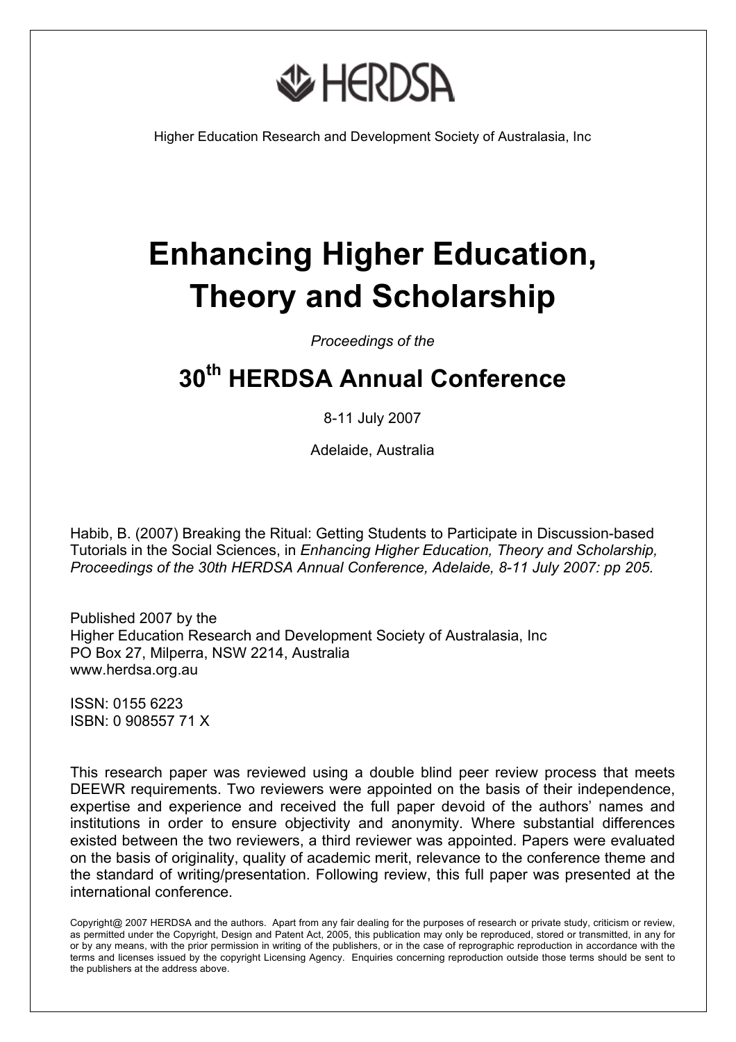# HERDSA

Higher Education Research and Development Society of Australasia, Inc

# Enhancing Higher Education, Theory and Scholarship

*Proceedings of the*

## 30th HERDSA Annual Conference

8-11 July 2007

Adelaide, Australia

Habib, B. (2007) Breaking the Ritual: Getting Students to Participate in Discussion-based Tutorials in the Social Sciences, in *Enhancing Higher Education, Theory and Scholarship, Proceedings of the 30th HERDSA Annual Conference, Adelaide, 8-11 July 2007: pp 205.*

Published 2007 by the
Higher Education Research and Development Society of Australasia, Inc
PO Box 27, Milperra, NSW 2214, Australia
www.herdsa.org.au

ISSN: 0155 6223
ISBN: 0 908557 71 X

This research paper was reviewed using a double blind peer review process that meets DEEWR requirements. Two reviewers were appointed on the basis of their independence, expertise and experience and received the full paper devoid of the authors' names and institutions in order to ensure objectivity and anonymity. Where substantial differences existed between the two reviewers, a third reviewer was appointed. Papers were evaluated on the basis of originality, quality of academic merit, relevance to the conference theme and the standard of writing/presentation. Following review, this full paper was presented at the international conference.

Copyright@ 2007 HERDSA and the authors. Apart from any fair dealing for the purposes of research or private study, criticism or review, as permitted under the Copyright, Design and Patent Act, 2005, this publication may only be reproduced, stored or transmitted, in any for or by any means, with the prior permission in writing of the publishers, or in the case of reprographic reproduction in accordance with the terms and licenses issued by the copyright Licensing Agency. Enquiries concerning reproduction outside those terms should be sent to the publishers at the address above.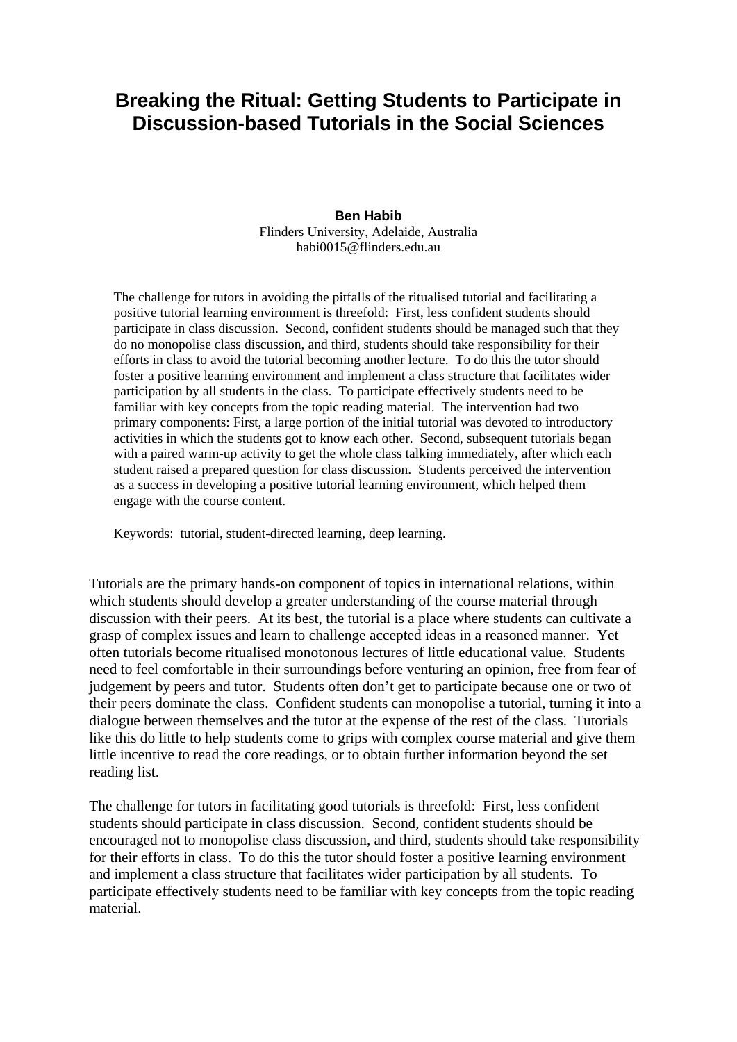# Breaking the Ritual: Getting Students to Participate in Discussion-based Tutorials in the Social Sciences

**Ben Habib**
Flinders University, Adelaide, Australia
habi0015@flinders.edu.au

The challenge for tutors in avoiding the pitfalls of the ritualised tutorial and facilitating a positive tutorial learning environment is threefold: First, less confident students should participate in class discussion. Second, confident students should be managed such that they do no monopolise class discussion, and third, students should take responsibility for their efforts in class to avoid the tutorial becoming another lecture. To do this the tutor should foster a positive learning environment and implement a class structure that facilitates wider participation by all students in the class. To participate effectively students need to be familiar with key concepts from the topic reading material. The intervention had two primary components: First, a large portion of the initial tutorial was devoted to introductory activities in which the students got to know each other. Second, subsequent tutorials began with a paired warm-up activity to get the whole class talking immediately, after which each student raised a prepared question for class discussion. Students perceived the intervention as a success in developing a positive tutorial learning environment, which helped them engage with the course content.

Keywords: tutorial, student-directed learning, deep learning.

Tutorials are the primary hands-on component of topics in international relations, within which students should develop a greater understanding of the course material through discussion with their peers. At its best, the tutorial is a place where students can cultivate a grasp of complex issues and learn to challenge accepted ideas in a reasoned manner. Yet often tutorials become ritualised monotonous lectures of little educational value. Students need to feel comfortable in their surroundings before venturing an opinion, free from fear of judgement by peers and tutor. Students often don't get to participate because one or two of their peers dominate the class. Confident students can monopolise a tutorial, turning it into a dialogue between themselves and the tutor at the expense of the rest of the class. Tutorials like this do little to help students come to grips with complex course material and give them little incentive to read the core readings, or to obtain further information beyond the set reading list.

The challenge for tutors in facilitating good tutorials is threefold: First, less confident students should participate in class discussion. Second, confident students should be encouraged not to monopolise class discussion, and third, students should take responsibility for their efforts in class. To do this the tutor should foster a positive learning environment and implement a class structure that facilitates wider participation by all students. To participate effectively students need to be familiar with key concepts from the topic reading material.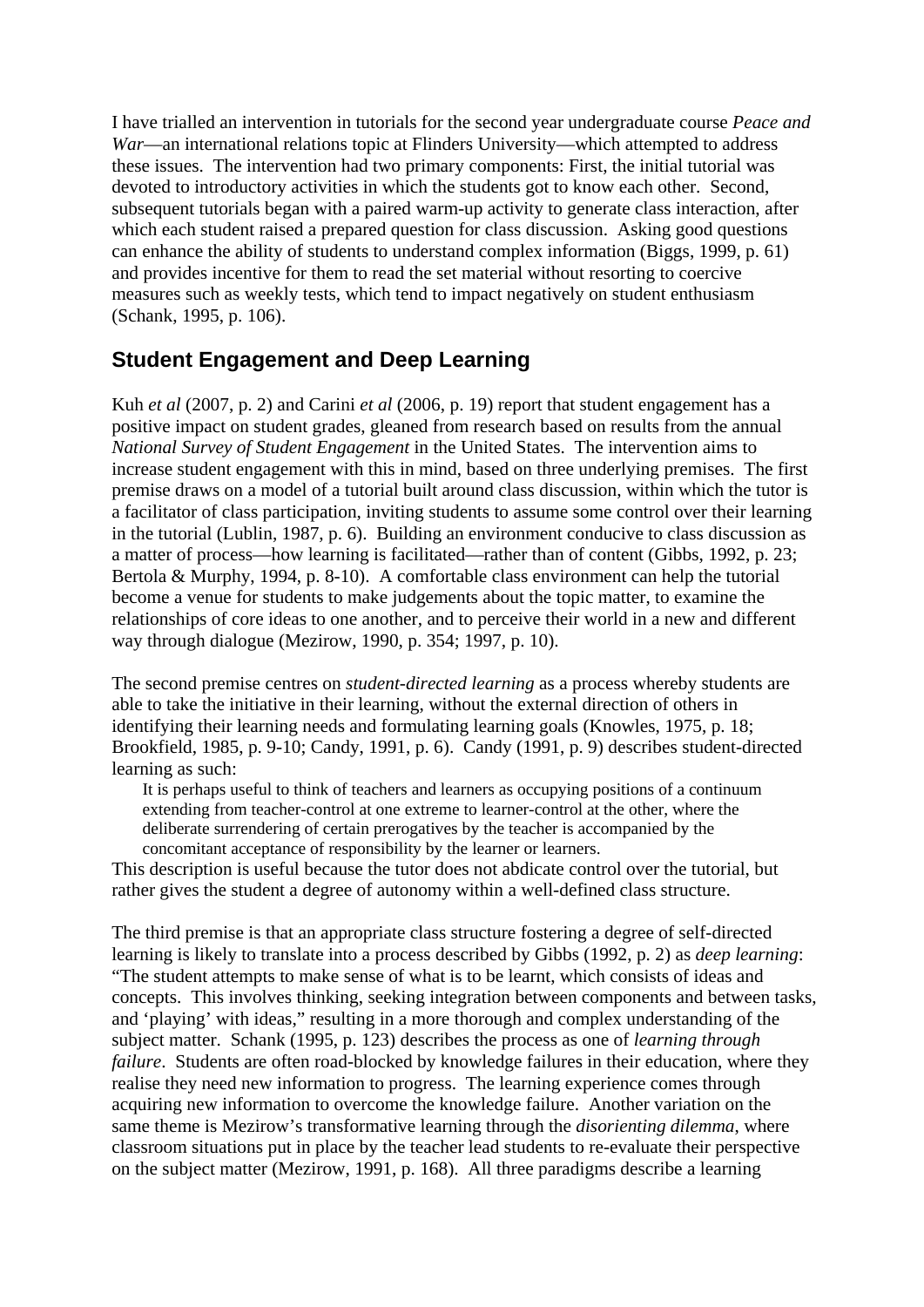I have trialled an intervention in tutorials for the second year undergraduate course *Peace and War*—an international relations topic at Flinders University—which attempted to address these issues. The intervention had two primary components: First, the initial tutorial was devoted to introductory activities in which the students got to know each other. Second, subsequent tutorials began with a paired warm-up activity to generate class interaction, after which each student raised a prepared question for class discussion. Asking good questions can enhance the ability of students to understand complex information (Biggs, 1999, p. 61) and provides incentive for them to read the set material without resorting to coercive measures such as weekly tests, which tend to impact negatively on student enthusiasm (Schank, 1995, p. 106).

## Student Engagement and Deep Learning

Kuh *et al* (2007, p. 2) and Carini *et al* (2006, p. 19) report that student engagement has a positive impact on student grades, gleaned from research based on results from the annual *National Survey of Student Engagement* in the United States. The intervention aims to increase student engagement with this in mind, based on three underlying premises. The first premise draws on a model of a tutorial built around class discussion, within which the tutor is a facilitator of class participation, inviting students to assume some control over their learning in the tutorial (Lublin, 1987, p. 6). Building an environment conducive to class discussion as a matter of process—how learning is facilitated—rather than of content (Gibbs, 1992, p. 23; Bertola & Murphy, 1994, p. 8-10). A comfortable class environment can help the tutorial become a venue for students to make judgements about the topic matter, to examine the relationships of core ideas to one another, and to perceive their world in a new and different way through dialogue (Mezirow, 1990, p. 354; 1997, p. 10).

The second premise centres on *student-directed learning* as a process whereby students are able to take the initiative in their learning, without the external direction of others in identifying their learning needs and formulating learning goals (Knowles, 1975, p. 18; Brookfield, 1985, p. 9-10; Candy, 1991, p. 6). Candy (1991, p. 9) describes student-directed learning as such:

> It is perhaps useful to think of teachers and learners as occupying positions of a continuum extending from teacher-control at one extreme to learner-control at the other, where the deliberate surrendering of certain prerogatives by the teacher is accompanied by the concomitant acceptance of responsibility by the learner or learners.

This description is useful because the tutor does not abdicate control over the tutorial, but rather gives the student a degree of autonomy within a well-defined class structure.

The third premise is that an appropriate class structure fostering a degree of self-directed learning is likely to translate into a process described by Gibbs (1992, p. 2) as *deep learning*: "The student attempts to make sense of what is to be learnt, which consists of ideas and concepts. This involves thinking, seeking integration between components and between tasks, and 'playing' with ideas," resulting in a more thorough and complex understanding of the subject matter. Schank (1995, p. 123) describes the process as one of *learning through failure*. Students are often road-blocked by knowledge failures in their education, where they realise they need new information to progress. The learning experience comes through acquiring new information to overcome the knowledge failure. Another variation on the same theme is Mezirow's transformative learning through the *disorienting dilemma*, where classroom situations put in place by the teacher lead students to re-evaluate their perspective on the subject matter (Mezirow, 1991, p. 168). All three paradigms describe a learning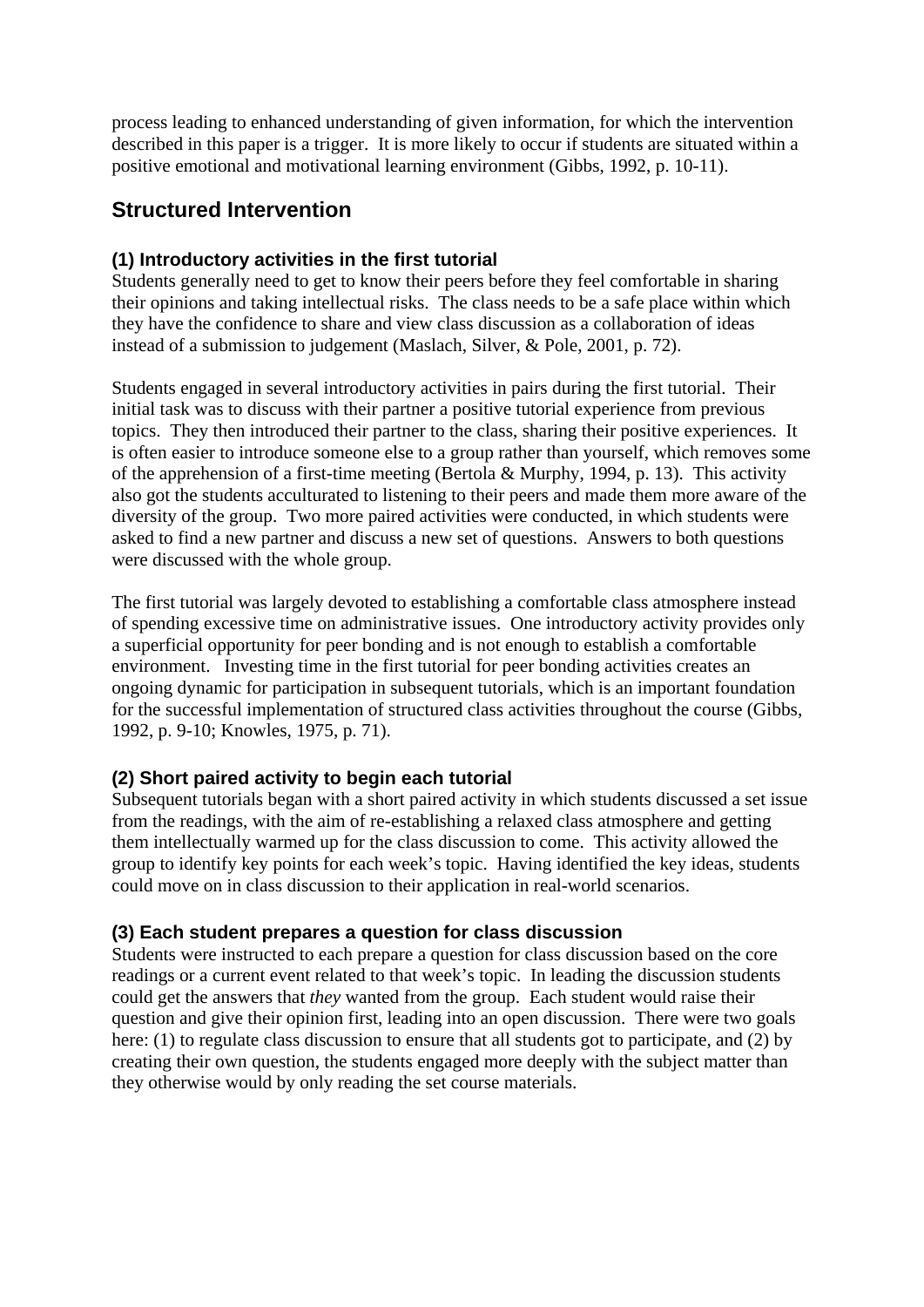process leading to enhanced understanding of given information, for which the intervention described in this paper is a trigger. It is more likely to occur if students are situated within a positive emotional and motivational learning environment (Gibbs, 1992, p. 10-11).

## Structured Intervention

### (1) Introductory activities in the first tutorial

Students generally need to get to know their peers before they feel comfortable in sharing their opinions and taking intellectual risks. The class needs to be a safe place within which they have the confidence to share and view class discussion as a collaboration of ideas instead of a submission to judgement (Maslach, Silver, & Pole, 2001, p. 72).

Students engaged in several introductory activities in pairs during the first tutorial. Their initial task was to discuss with their partner a positive tutorial experience from previous topics. They then introduced their partner to the class, sharing their positive experiences. It is often easier to introduce someone else to a group rather than yourself, which removes some of the apprehension of a first-time meeting (Bertola & Murphy, 1994, p. 13). This activity also got the students acculturated to listening to their peers and made them more aware of the diversity of the group. Two more paired activities were conducted, in which students were asked to find a new partner and discuss a new set of questions. Answers to both questions were discussed with the whole group.

The first tutorial was largely devoted to establishing a comfortable class atmosphere instead of spending excessive time on administrative issues. One introductory activity provides only a superficial opportunity for peer bonding and is not enough to establish a comfortable environment. Investing time in the first tutorial for peer bonding activities creates an ongoing dynamic for participation in subsequent tutorials, which is an important foundation for the successful implementation of structured class activities throughout the course (Gibbs, 1992, p. 9-10; Knowles, 1975, p. 71).

### (2) Short paired activity to begin each tutorial

Subsequent tutorials began with a short paired activity in which students discussed a set issue from the readings, with the aim of re-establishing a relaxed class atmosphere and getting them intellectually warmed up for the class discussion to come. This activity allowed the group to identify key points for each week's topic. Having identified the key ideas, students could move on in class discussion to their application in real-world scenarios.

### (3) Each student prepares a question for class discussion

Students were instructed to each prepare a question for class discussion based on the core readings or a current event related to that week's topic. In leading the discussion students could get the answers that *they* wanted from the group. Each student would raise their question and give their opinion first, leading into an open discussion. There were two goals here: (1) to regulate class discussion to ensure that all students got to participate, and (2) by creating their own question, the students engaged more deeply with the subject matter than they otherwise would by only reading the set course materials.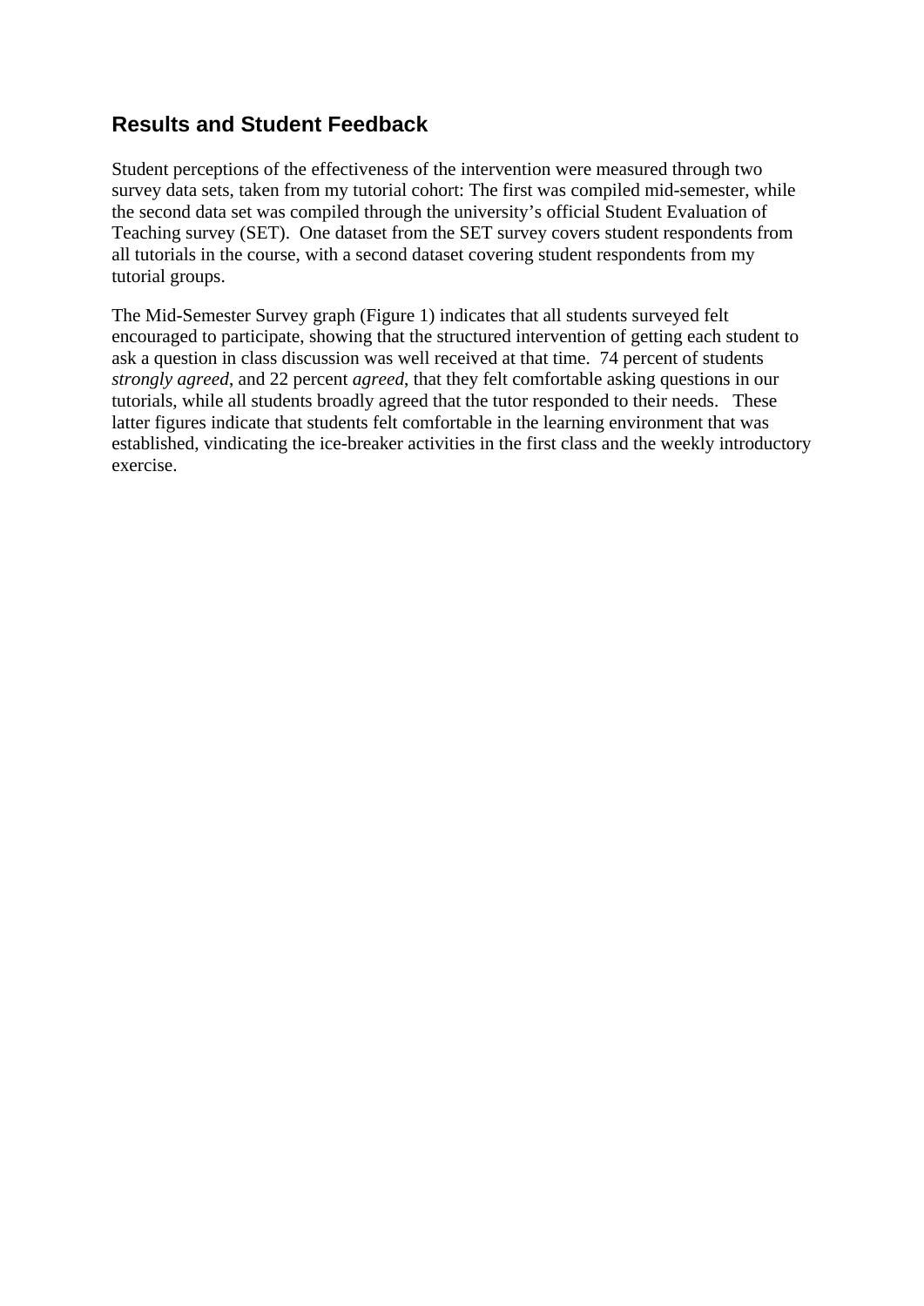## Results and Student Feedback

Student perceptions of the effectiveness of the intervention were measured through two survey data sets, taken from my tutorial cohort: The first was compiled mid-semester, while the second data set was compiled through the university's official Student Evaluation of Teaching survey (SET). One dataset from the SET survey covers student respondents from all tutorials in the course, with a second dataset covering student respondents from my tutorial groups.

The Mid-Semester Survey graph (Figure 1) indicates that all students surveyed felt encouraged to participate, showing that the structured intervention of getting each student to ask a question in class discussion was well received at that time. 74 percent of students *strongly agreed*, and 22 percent *agreed*, that they felt comfortable asking questions in our tutorials, while all students broadly agreed that the tutor responded to their needs. These latter figures indicate that students felt comfortable in the learning environment that was established, vindicating the ice-breaker activities in the first class and the weekly introductory exercise.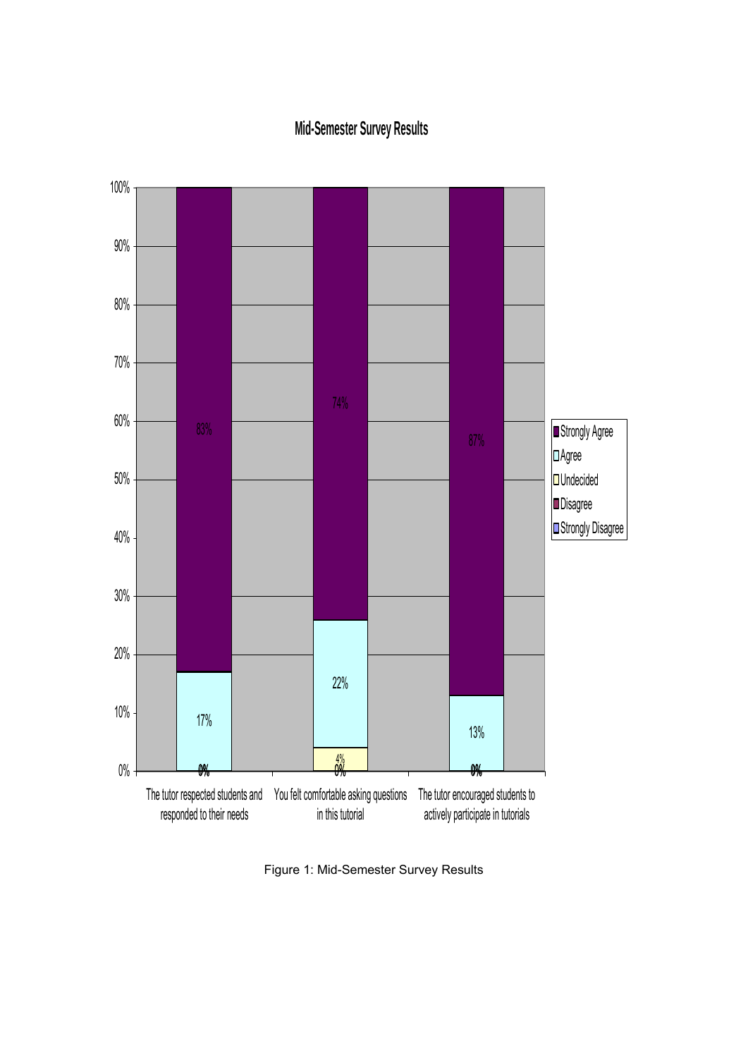**Mid-Semester Survey Results**

| | Strongly Agree | Agree | Undecided | Disagree | Strongly Disagree |
|---|---|---|---|---|---|
| The tutor respected students and responded to their needs | 83% | 17% | 0% | 0% | 0% |
| You felt comfortable asking questions in this tutorial | 74% | 22% | 4% | 0% | 0% |
| The tutor encouraged students to actively participate in tutorials | 87% | 13% | 0% | 0% | 0% |

Figure 1: Mid-Semester Survey Results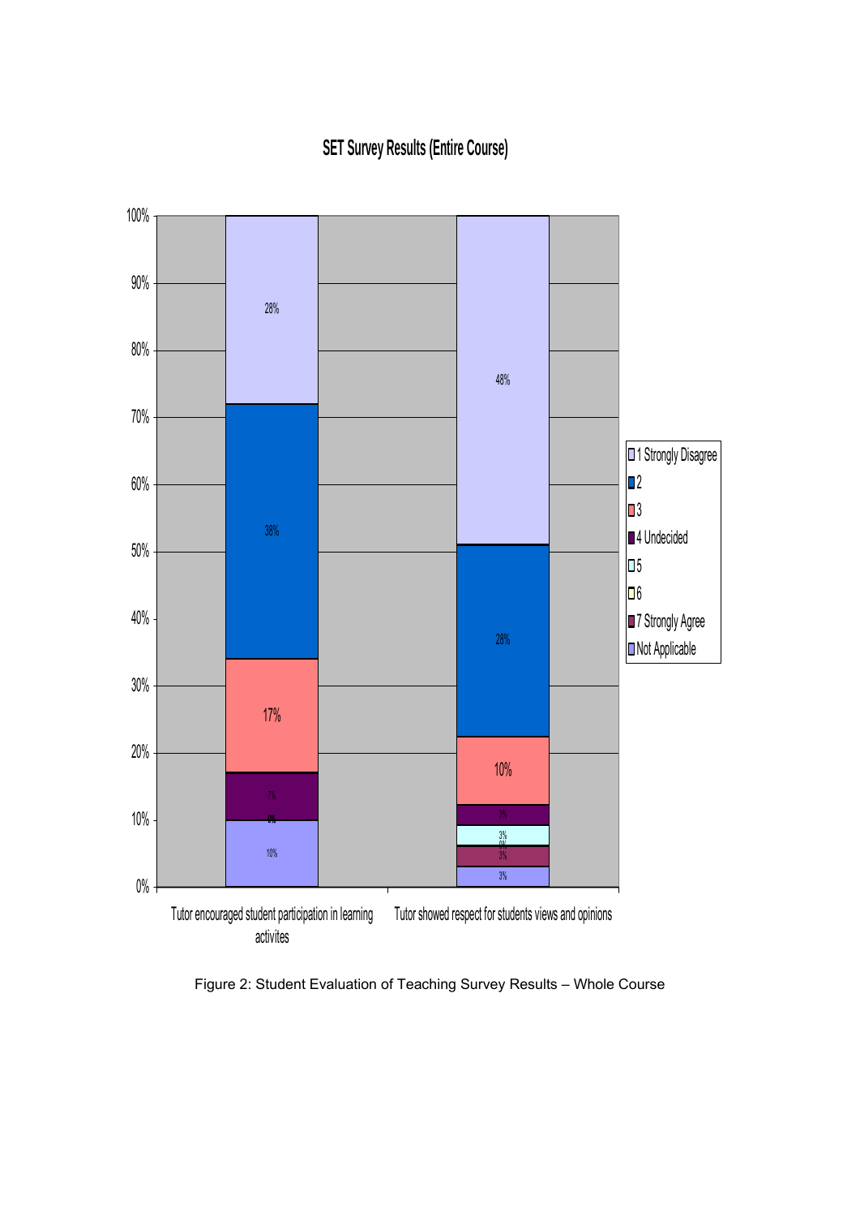**SET Survey Results (Entire Course)**

| | 1 Strongly Disagree | 2 | 3 | 4 Undecided | 5 | 6 | 7 Strongly Agree | Not Applicable |
|---|---|---|---|---|---|---|---|---|
| Tutor encouraged student participation in learning activites | 28% | 38% | 17% | 7% | 0% | 0% | 0% | 10% |
| Tutor showed respect for students views and opinions | 48% | 28% | 10% | 3% | 3% | 0% | 3% | 3% |

Figure 2: Student Evaluation of Teaching Survey Results – Whole Course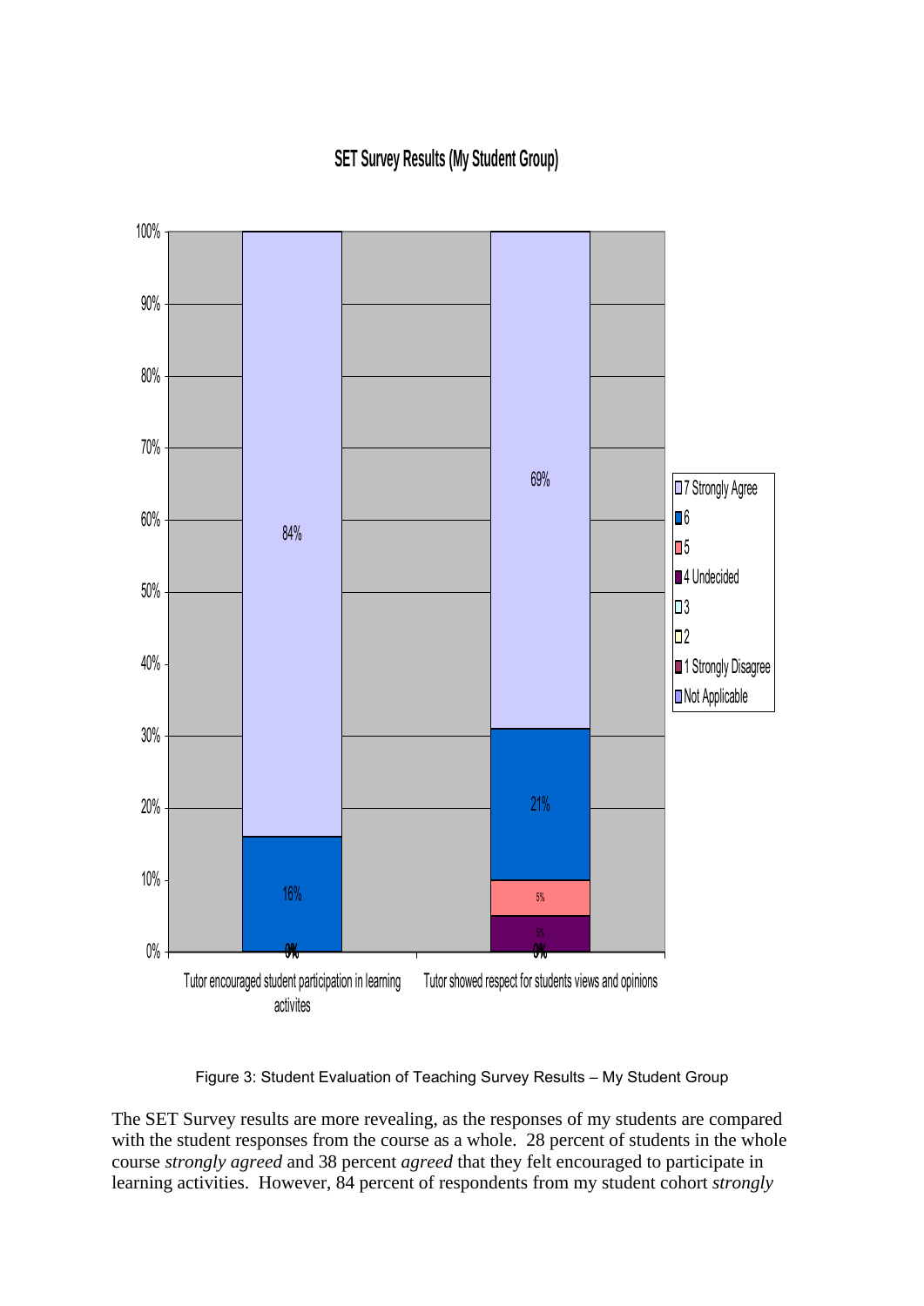Figure 3: Student Evaluation of Teaching Survey Results – My Student Group

The SET Survey results are more revealing, as the responses of my students are compared with the student responses from the course as a whole. 28 percent of students in the whole course *strongly agreed* and 38 percent *agreed* that they felt encouraged to participate in learning activities. However, 84 percent of respondents from my student cohort *strongly*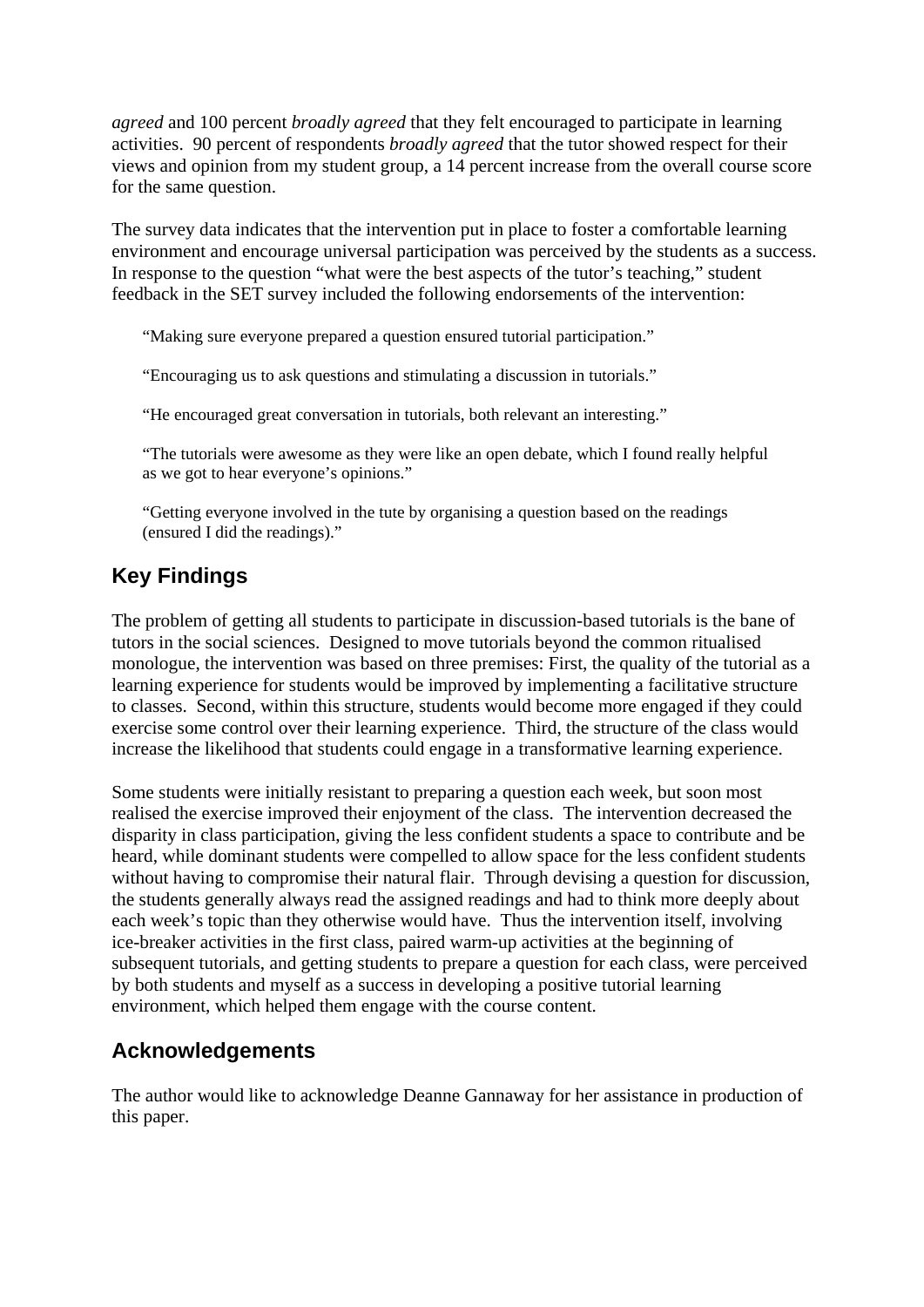*agreed* and 100 percent *broadly agreed* that they felt encouraged to participate in learning activities. 90 percent of respondents *broadly agreed* that the tutor showed respect for their views and opinion from my student group, a 14 percent increase from the overall course score for the same question.

The survey data indicates that the intervention put in place to foster a comfortable learning environment and encourage universal participation was perceived by the students as a success. In response to the question "what were the best aspects of the tutor's teaching," student feedback in the SET survey included the following endorsements of the intervention:

> "Making sure everyone prepared a question ensured tutorial participation."
>
> "Encouraging us to ask questions and stimulating a discussion in tutorials."
>
> "He encouraged great conversation in tutorials, both relevant an interesting."
>
> "The tutorials were awesome as they were like an open debate, which I found really helpful as we got to hear everyone's opinions."
>
> "Getting everyone involved in the tute by organising a question based on the readings (ensured I did the readings)."

## Key Findings

The problem of getting all students to participate in discussion-based tutorials is the bane of tutors in the social sciences. Designed to move tutorials beyond the common ritualised monologue, the intervention was based on three premises: First, the quality of the tutorial as a learning experience for students would be improved by implementing a facilitative structure to classes. Second, within this structure, students would become more engaged if they could exercise some control over their learning experience. Third, the structure of the class would increase the likelihood that students could engage in a transformative learning experience.

Some students were initially resistant to preparing a question each week, but soon most realised the exercise improved their enjoyment of the class. The intervention decreased the disparity in class participation, giving the less confident students a space to contribute and be heard, while dominant students were compelled to allow space for the less confident students without having to compromise their natural flair. Through devising a question for discussion, the students generally always read the assigned readings and had to think more deeply about each week's topic than they otherwise would have. Thus the intervention itself, involving ice-breaker activities in the first class, paired warm-up activities at the beginning of subsequent tutorials, and getting students to prepare a question for each class, were perceived by both students and myself as a success in developing a positive tutorial learning environment, which helped them engage with the course content.

## Acknowledgements

The author would like to acknowledge Deanne Gannaway for her assistance in production of this paper.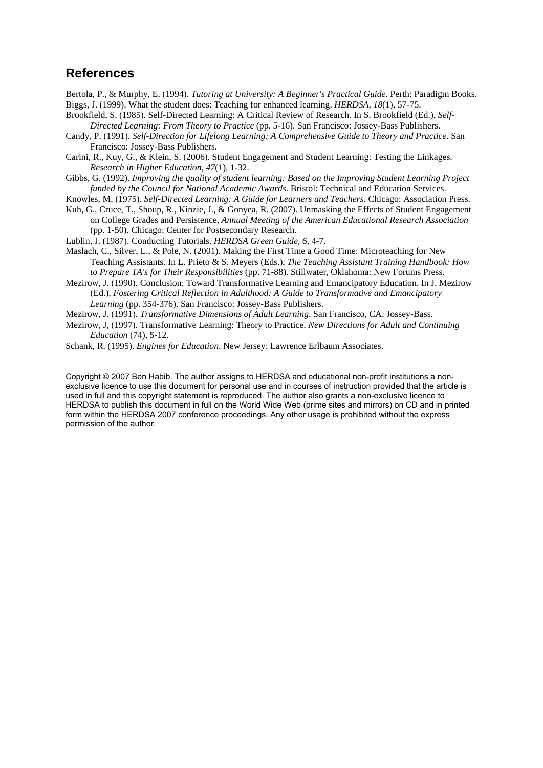## References

Bertola, P., & Murphy, E. (1994). *Tutoring at University: A Beginner's Practical Guide*. Perth: Paradigm Books.

Biggs, J. (1999). What the student does: Teaching for enhanced learning. *HERDSA, 18*(1), 57-75.

Brookfield, S. (1985). Self-Directed Learning: A Critical Review of Research. In S. Brookfield (Ed.), *Self-Directed Learning: From Theory to Practice* (pp. 5-16). San Francisco: Jossey-Bass Publishers.

Candy, P. (1991). *Self-Direction for Lifelong Learning: A Comprehensive Guide to Theory and Practice*. San Francisco: Jossey-Bass Publishers.

Carini, R., Kuy, G., & Klein, S. (2006). Student Engagement and Student Learning: Testing the Linkages. *Research in Higher Education, 47*(1), 1-32.

Gibbs, G. (1992). *Improving the quality of student learning: Based on the Improving Student Learning Project funded by the Council for National Academic Awards*. Bristol: Technical and Education Services.

Knowles, M. (1975). *Self-Directed Learning: A Guide for Learners and Teachers*. Chicago: Association Press.

Kuh, G., Cruce, T., Shoup, R., Kinzie, J., & Gonyea, R. (2007). Unmasking the Effects of Student Engagement on College Grades and Persistence, *Annual Meeting of the American Educational Research Association* (pp. 1-50). Chicago: Center for Postsecondary Research.

Lublin, J. (1987). Conducting Tutorials. *HERDSA Green Guide, 6*, 4-7.

Maslach, C., Silver, L., & Pole, N. (2001). Making the First Time a Good Time: Microteaching for New Teaching Assistants. In L. Prieto & S. Meyers (Eds.), *The Teaching Assistant Training Handbook: How to Prepare TA's for Their Responsibilities* (pp. 71-88). Stillwater, Oklahoma: New Forums Press.

Mezirow, J. (1990). Conclusion: Toward Transformative Learning and Emancipatory Education. In J. Mezirow (Ed.), *Fostering Critical Reflection in Adulthood: A Guide to Transformative and Emancipatory Learning* (pp. 354-376). San Francisco: Jossey-Bass Publishers.

Mezirow, J. (1991). *Transformative Dimensions of Adult Learning*. San Francisco, CA: Jossey-Bass.

Mezirow, J, (1997). Transformative Learning: Theory to Practice. *New Directions for Adult and Continuing Education* (74), 5-12.

Schank, R. (1995). *Engines for Education*. New Jersey: Lawrence Erlbaum Associates.

Copyright © 2007 Ben Habib. The author assigns to HERDSA and educational non-profit institutions a non-exclusive licence to use this document for personal use and in courses of instruction provided that the article is used in full and this copyright statement is reproduced. The author also grants a non-exclusive licence to HERDSA to publish this document in full on the World Wide Web (prime sites and mirrors) on CD and in printed form within the HERDSA 2007 conference proceedings. Any other usage is prohibited without the express permission of the author.